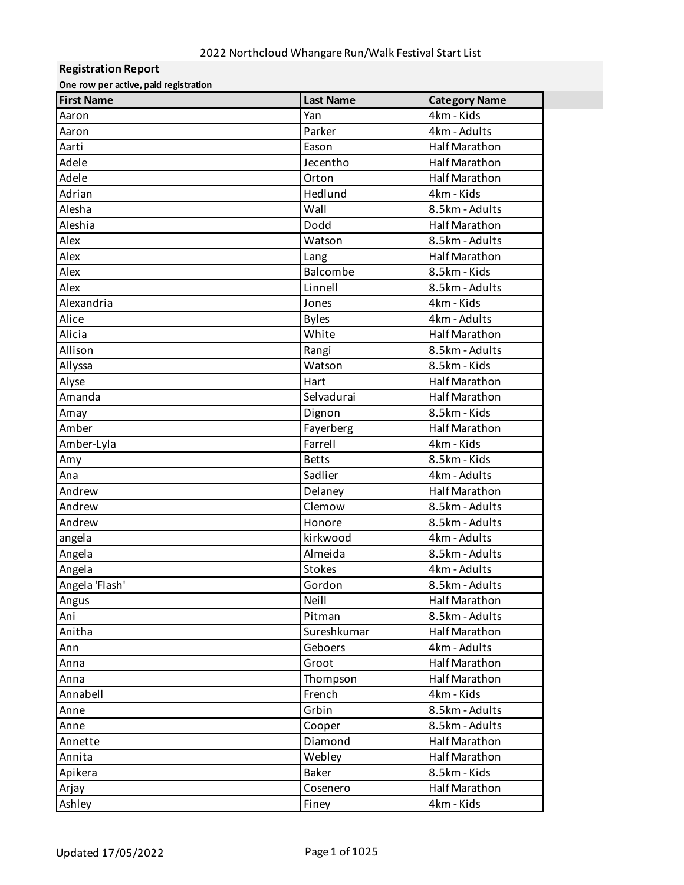# 2022 Northcloud Whangare Run/Walk Festival Start List

## Registration Report

**One row per active, paid registration**

| First Name | Last Name | Category Name |
|---|---|---|
| Aaron | Yan | 4km - Kids |
| Aaron | Parker | 4km - Adults |
| Aarti | Eason | Half Marathon |
| Adele | Jecentho | Half Marathon |
| Adele | Orton | Half Marathon |
| Adrian | Hedlund | 4km - Kids |
| Alesha | Wall | 8.5km - Adults |
| Aleshia | Dodd | Half Marathon |
| Alex | Watson | 8.5km - Adults |
| Alex | Lang | Half Marathon |
| Alex | Balcombe | 8.5km - Kids |
| Alex | Linnell | 8.5km - Adults |
| Alexandria | Jones | 4km - Kids |
| Alice | Byles | 4km - Adults |
| Alicia | White | Half Marathon |
| Allison | Rangi | 8.5km - Adults |
| Allyssa | Watson | 8.5km - Kids |
| Alyse | Hart | Half Marathon |
| Amanda | Selvadurai | Half Marathon |
| Amay | Dignon | 8.5km - Kids |
| Amber | Fayerberg | Half Marathon |
| Amber-Lyla | Farrell | 4km - Kids |
| Amy | Betts | 8.5km - Kids |
| Ana | Sadlier | 4km - Adults |
| Andrew | Delaney | Half Marathon |
| Andrew | Clemow | 8.5km - Adults |
| Andrew | Honore | 8.5km - Adults |
| angela | kirkwood | 4km - Adults |
| Angela | Almeida | 8.5km - Adults |
| Angela | Stokes | 4km - Adults |
| Angela 'Flash' | Gordon | 8.5km - Adults |
| Angus | Neill | Half Marathon |
| Ani | Pitman | 8.5km - Adults |
| Anitha | Sureshkumar | Half Marathon |
| Ann | Geboers | 4km - Adults |
| Anna | Groot | Half Marathon |
| Anna | Thompson | Half Marathon |
| Annabell | French | 4km - Kids |
| Anne | Grbin | 8.5km - Adults |
| Anne | Cooper | 8.5km - Adults |
| Annette | Diamond | Half Marathon |
| Annita | Webley | Half Marathon |
| Apikera | Baker | 8.5km - Kids |
| Arjay | Cosenero | Half Marathon |
| Ashley | Finey | 4km - Kids |

Updated 17/05/2022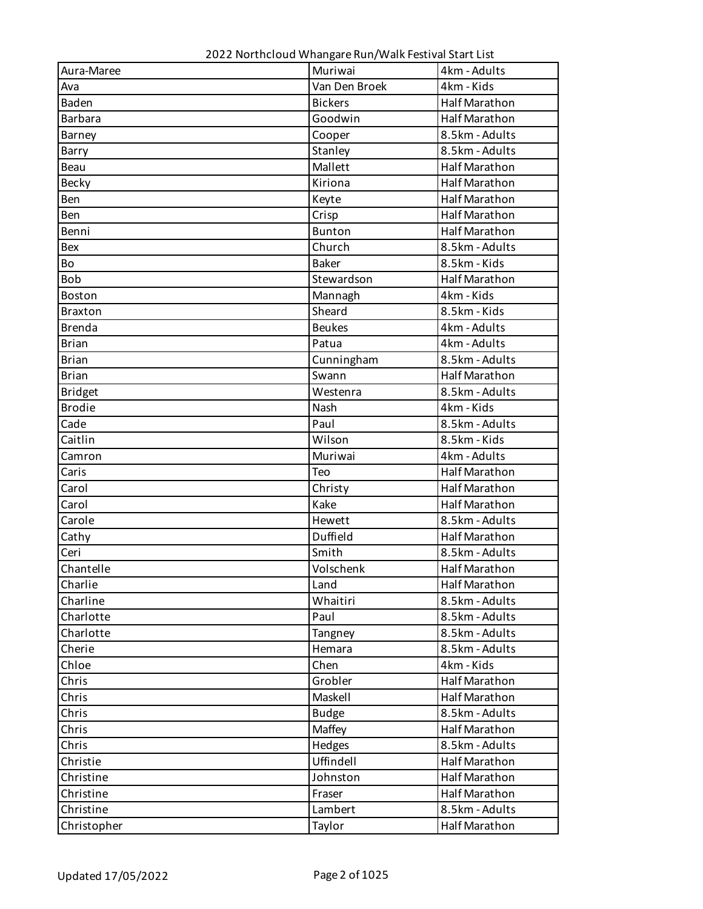2022 Northcloud Whangare Run/Walk Festival Start List

| Aura-Maree | Muriwai | 4km - Adults |
|---|---|---|
| Ava | Van Den Broek | 4km - Kids |
| Baden | Bickers | Half Marathon |
| Barbara | Goodwin | Half Marathon |
| Barney | Cooper | 8.5km - Adults |
| Barry | Stanley | 8.5km - Adults |
| Beau | Mallett | Half Marathon |
| Becky | Kiriona | Half Marathon |
| Ben | Keyte | Half Marathon |
| Ben | Crisp | Half Marathon |
| Benni | Bunton | Half Marathon |
| Bex | Church | 8.5km - Adults |
| Bo | Baker | 8.5km - Kids |
| Bob | Stewardson | Half Marathon |
| Boston | Mannagh | 4km - Kids |
| Braxton | Sheard | 8.5km - Kids |
| Brenda | Beukes | 4km - Adults |
| Brian | Patua | 4km - Adults |
| Brian | Cunningham | 8.5km - Adults |
| Brian | Swann | Half Marathon |
| Bridget | Westenra | 8.5km - Adults |
| Brodie | Nash | 4km - Kids |
| Cade | Paul | 8.5km - Adults |
| Caitlin | Wilson | 8.5km - Kids |
| Camron | Muriwai | 4km - Adults |
| Caris | Teo | Half Marathon |
| Carol | Christy | Half Marathon |
| Carol | Kake | Half Marathon |
| Carole | Hewett | 8.5km - Adults |
| Cathy | Duffield | Half Marathon |
| Ceri | Smith | 8.5km - Adults |
| Chantelle | Volschenk | Half Marathon |
| Charlie | Land | Half Marathon |
| Charline | Whaitiri | 8.5km - Adults |
| Charlotte | Paul | 8.5km - Adults |
| Charlotte | Tangney | 8.5km - Adults |
| Cherie | Hemara | 8.5km - Adults |
| Chloe | Chen | 4km - Kids |
| Chris | Grobler | Half Marathon |
| Chris | Maskell | Half Marathon |
| Chris | Budge | 8.5km - Adults |
| Chris | Maffey | Half Marathon |
| Chris | Hedges | 8.5km - Adults |
| Christie | Uffindell | Half Marathon |
| Christine | Johnston | Half Marathon |
| Christine | Fraser | Half Marathon |
| Christine | Lambert | 8.5km - Adults |
| Christopher | Taylor | Half Marathon |

Updated 17/05/2022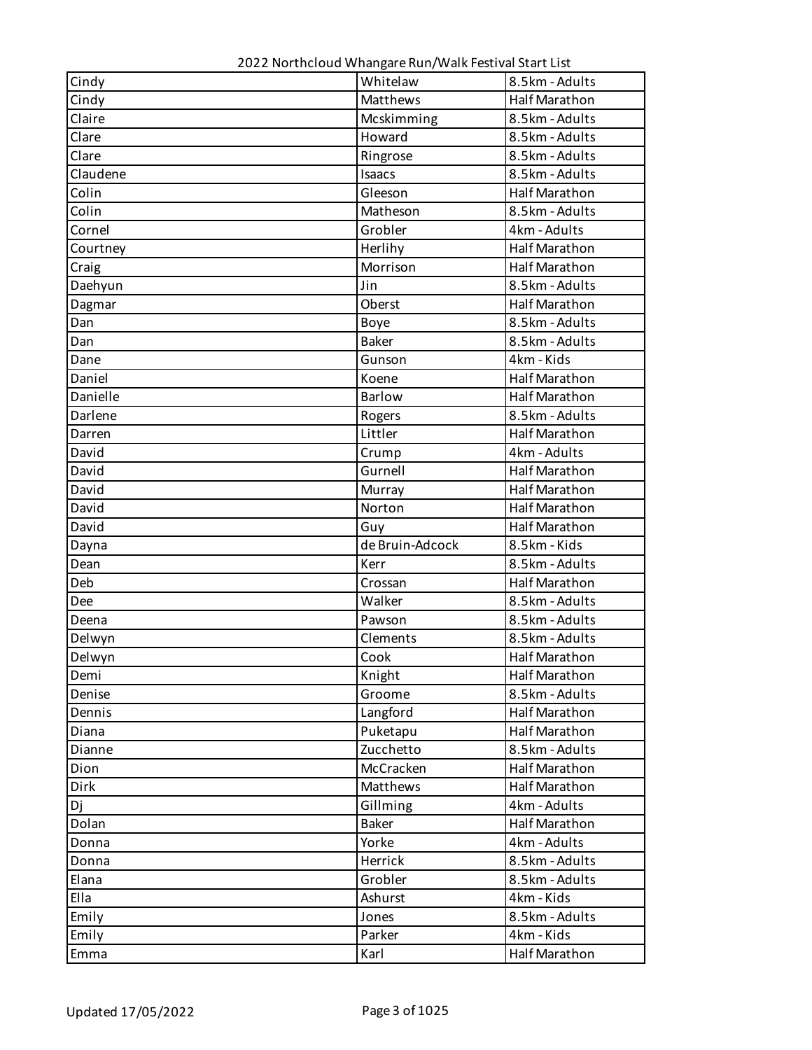2022 Northcloud Whangare Run/Walk Festival Start List

| | | |
|---|---|---|
| Cindy | Whitelaw | 8.5km - Adults |
| Cindy | Matthews | Half Marathon |
| Claire | Mcskimming | 8.5km - Adults |
| Clare | Howard | 8.5km - Adults |
| Clare | Ringrose | 8.5km - Adults |
| Claudene | Isaacs | 8.5km - Adults |
| Colin | Gleeson | Half Marathon |
| Colin | Matheson | 8.5km - Adults |
| Cornel | Grobler | 4km - Adults |
| Courtney | Herlihy | Half Marathon |
| Craig | Morrison | Half Marathon |
| Daehyun | Jin | 8.5km - Adults |
| Dagmar | Oberst | Half Marathon |
| Dan | Boye | 8.5km - Adults |
| Dan | Baker | 8.5km - Adults |
| Dane | Gunson | 4km - Kids |
| Daniel | Koene | Half Marathon |
| Danielle | Barlow | Half Marathon |
| Darlene | Rogers | 8.5km - Adults |
| Darren | Littler | Half Marathon |
| David | Crump | 4km - Adults |
| David | Gurnell | Half Marathon |
| David | Murray | Half Marathon |
| David | Norton | Half Marathon |
| David | Guy | Half Marathon |
| Dayna | de Bruin-Adcock | 8.5km - Kids |
| Dean | Kerr | 8.5km - Adults |
| Deb | Crossan | Half Marathon |
| Dee | Walker | 8.5km - Adults |
| Deena | Pawson | 8.5km - Adults |
| Delwyn | Clements | 8.5km - Adults |
| Delwyn | Cook | Half Marathon |
| Demi | Knight | Half Marathon |
| Denise | Groome | 8.5km - Adults |
| Dennis | Langford | Half Marathon |
| Diana | Puketapu | Half Marathon |
| Dianne | Zucchetto | 8.5km - Adults |
| Dion | McCracken | Half Marathon |
| Dirk | Matthews | Half Marathon |
| Dj | Gillming | 4km - Adults |
| Dolan | Baker | Half Marathon |
| Donna | Yorke | 4km - Adults |
| Donna | Herrick | 8.5km - Adults |
| Elana | Grobler | 8.5km - Adults |
| Ella | Ashurst | 4km - Kids |
| Emily | Jones | 8.5km - Adults |
| Emily | Parker | 4km - Kids |
| Emma | Karl | Half Marathon |

Updated 17/05/2022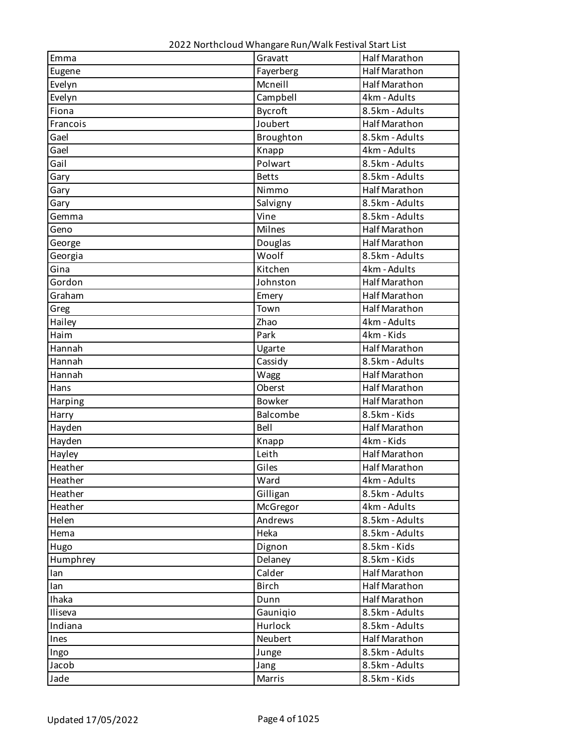2022 Northcloud Whangare Run/Walk Festival Start List

| | | |
|---|---|---|
| Emma | Gravatt | Half Marathon |
| Eugene | Fayerberg | Half Marathon |
| Evelyn | Mcneill | Half Marathon |
| Evelyn | Campbell | 4km - Adults |
| Fiona | Bycroft | 8.5km - Adults |
| Francois | Joubert | Half Marathon |
| Gael | Broughton | 8.5km - Adults |
| Gael | Knapp | 4km - Adults |
| Gail | Polwart | 8.5km - Adults |
| Gary | Betts | 8.5km - Adults |
| Gary | Nimmo | Half Marathon |
| Gary | Salvigny | 8.5km - Adults |
| Gemma | Vine | 8.5km - Adults |
| Geno | Milnes | Half Marathon |
| George | Douglas | Half Marathon |
| Georgia | Woolf | 8.5km - Adults |
| Gina | Kitchen | 4km - Adults |
| Gordon | Johnston | Half Marathon |
| Graham | Emery | Half Marathon |
| Greg | Town | Half Marathon |
| Hailey | Zhao | 4km - Adults |
| Haim | Park | 4km - Kids |
| Hannah | Ugarte | Half Marathon |
| Hannah | Cassidy | 8.5km - Adults |
| Hannah | Wagg | Half Marathon |
| Hans | Oberst | Half Marathon |
| Harping | Bowker | Half Marathon |
| Harry | Balcombe | 8.5km - Kids |
| Hayden | Bell | Half Marathon |
| Hayden | Knapp | 4km - Kids |
| Hayley | Leith | Half Marathon |
| Heather | Giles | Half Marathon |
| Heather | Ward | 4km - Adults |
| Heather | Gilligan | 8.5km - Adults |
| Heather | McGregor | 4km - Adults |
| Helen | Andrews | 8.5km - Adults |
| Hema | Heka | 8.5km - Adults |
| Hugo | Dignon | 8.5km - Kids |
| Humphrey | Delaney | 8.5km - Kids |
| Ian | Calder | Half Marathon |
| Ian | Birch | Half Marathon |
| Ihaka | Dunn | Half Marathon |
| Iliseva | Gauniqio | 8.5km - Adults |
| Indiana | Hurlock | 8.5km - Adults |
| Ines | Neubert | Half Marathon |
| Ingo | Junge | 8.5km - Adults |
| Jacob | Jang | 8.5km - Adults |
| Jade | Marris | 8.5km - Kids |

Updated 17/05/2022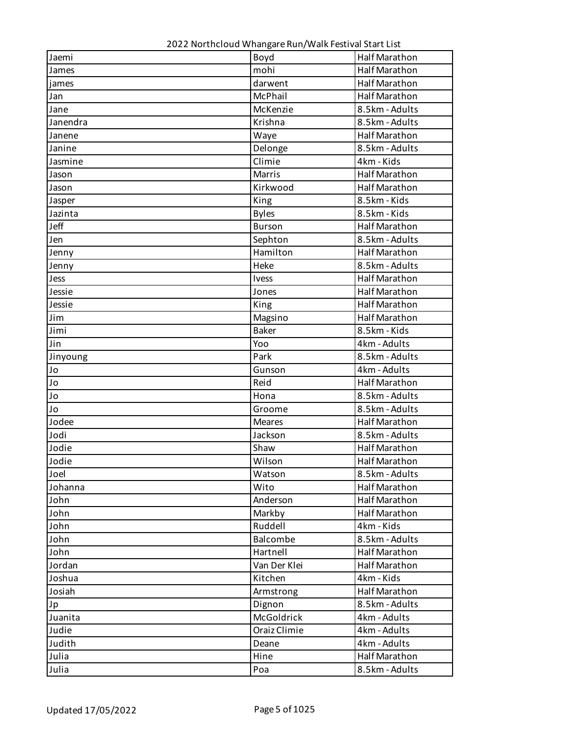| Jaemi | Boyd | Half Marathon |
| --- | --- | --- |
| James | mohi | Half Marathon |
| james | darwent | Half Marathon |
| Jan | McPhail | Half Marathon |
| Jane | McKenzie | 8.5km - Adults |
| Janendra | Krishna | 8.5km - Adults |
| Janene | Waye | Half Marathon |
| Janine | Delonge | 8.5km - Adults |
| Jasmine | Climie | 4km - Kids |
| Jason | Marris | Half Marathon |
| Jason | Kirkwood | Half Marathon |
| Jasper | King | 8.5km - Kids |
| Jazinta | Byles | 8.5km - Kids |
| Jeff | Burson | Half Marathon |
| Jen | Sephton | 8.5km - Adults |
| Jenny | Hamilton | Half Marathon |
| Jenny | Heke | 8.5km - Adults |
| Jess | Ivess | Half Marathon |
| Jessie | Jones | Half Marathon |
| Jessie | King | Half Marathon |
| Jim | Magsino | Half Marathon |
| Jimi | Baker | 8.5km - Kids |
| Jin | Yoo | 4km - Adults |
| Jinyoung | Park | 8.5km - Adults |
| Jo | Gunson | 4km - Adults |
| Jo | Reid | Half Marathon |
| Jo | Hona | 8.5km - Adults |
| Jo | Groome | 8.5km - Adults |
| Jodee | Meares | Half Marathon |
| Jodi | Jackson | 8.5km - Adults |
| Jodie | Shaw | Half Marathon |
| Jodie | Wilson | Half Marathon |
| Joel | Watson | 8.5km - Adults |
| Johanna | Wito | Half Marathon |
| John | Anderson | Half Marathon |
| John | Markby | Half Marathon |
| John | Ruddell | 4km - Kids |
| John | Balcombe | 8.5km - Adults |
| John | Hartnell | Half Marathon |
| Jordan | Van Der Klei | Half Marathon |
| Joshua | Kitchen | 4km - Kids |
| Josiah | Armstrong | Half Marathon |
| Jp | Dignon | 8.5km - Adults |
| Juanita | McGoldrick | 4km - Adults |
| Judie | Oraiz Climie | 4km - Adults |
| Judith | Deane | 4km - Adults |
| Julia | Hine | Half Marathon |
| Julia | Poa | 8.5km - Adults |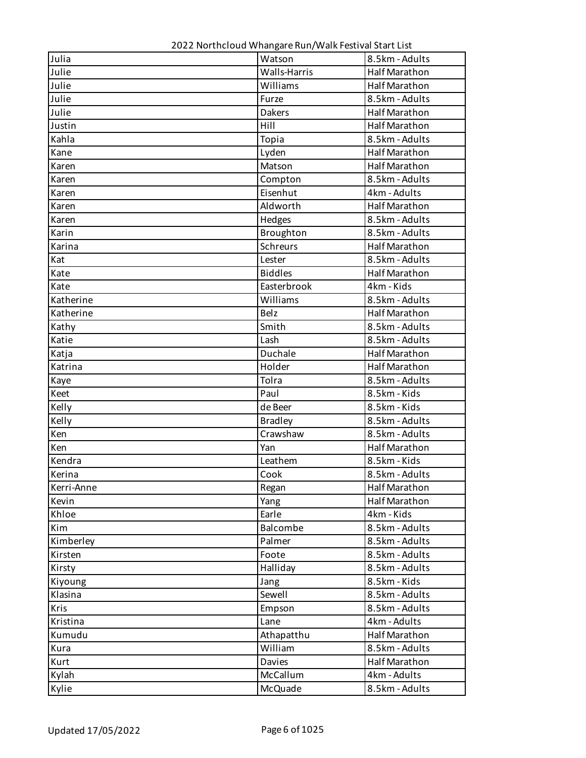2022 Northcloud Whangare Run/Walk Festival Start List

| | | |
|---|---|---|
| Julia | Watson | 8.5km - Adults |
| Julie | Walls-Harris | Half Marathon |
| Julie | Williams | Half Marathon |
| Julie | Furze | 8.5km - Adults |
| Julie | Dakers | Half Marathon |
| Justin | Hill | Half Marathon |
| Kahla | Topia | 8.5km - Adults |
| Kane | Lyden | Half Marathon |
| Karen | Matson | Half Marathon |
| Karen | Compton | 8.5km - Adults |
| Karen | Eisenhut | 4km - Adults |
| Karen | Aldworth | Half Marathon |
| Karen | Hedges | 8.5km - Adults |
| Karin | Broughton | 8.5km - Adults |
| Karina | Schreurs | Half Marathon |
| Kat | Lester | 8.5km - Adults |
| Kate | Biddles | Half Marathon |
| Kate | Easterbrook | 4km - Kids |
| Katherine | Williams | 8.5km - Adults |
| Katherine | Belz | Half Marathon |
| Kathy | Smith | 8.5km - Adults |
| Katie | Lash | 8.5km - Adults |
| Katja | Duchale | Half Marathon |
| Katrina | Holder | Half Marathon |
| Kaye | Tolra | 8.5km - Adults |
| Keet | Paul | 8.5km - Kids |
| Kelly | de Beer | 8.5km - Kids |
| Kelly | Bradley | 8.5km - Adults |
| Ken | Crawshaw | 8.5km - Adults |
| Ken | Yan | Half Marathon |
| Kendra | Leathem | 8.5km - Kids |
| Kerina | Cook | 8.5km - Adults |
| Kerri-Anne | Regan | Half Marathon |
| Kevin | Yang | Half Marathon |
| Khloe | Earle | 4km - Kids |
| Kim | Balcombe | 8.5km - Adults |
| Kimberley | Palmer | 8.5km - Adults |
| Kirsten | Foote | 8.5km - Adults |
| Kirsty | Halliday | 8.5km - Adults |
| Kiyoung | Jang | 8.5km - Kids |
| Klasina | Sewell | 8.5km - Adults |
| Kris | Empson | 8.5km - Adults |
| Kristina | Lane | 4km - Adults |
| Kumudu | Athapatthu | Half Marathon |
| Kura | William | 8.5km - Adults |
| Kurt | Davies | Half Marathon |
| Kylah | McCallum | 4km - Adults |
| Kylie | McQuade | 8.5km - Adults |

Updated 17/05/2022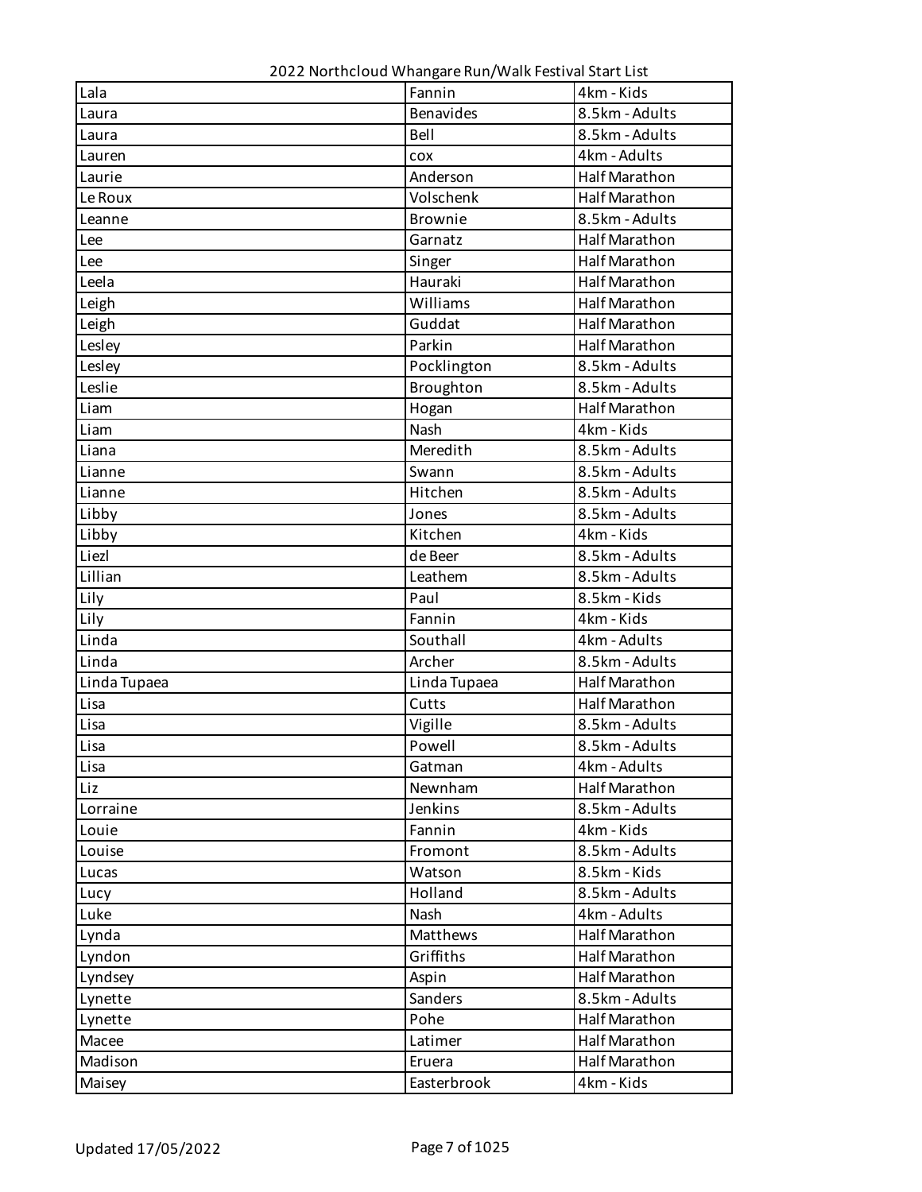2022 Northcloud Whangare Run/Walk Festival Start List

| Lala | Fannin | 4km - Kids |
|---|---|---|
| Laura | Benavides | 8.5km - Adults |
| Laura | Bell | 8.5km - Adults |
| Lauren | cox | 4km - Adults |
| Laurie | Anderson | Half Marathon |
| Le Roux | Volschenk | Half Marathon |
| Leanne | Brownie | 8.5km - Adults |
| Lee | Garnatz | Half Marathon |
| Lee | Singer | Half Marathon |
| Leela | Hauraki | Half Marathon |
| Leigh | Williams | Half Marathon |
| Leigh | Guddat | Half Marathon |
| Lesley | Parkin | Half Marathon |
| Lesley | Pocklington | 8.5km - Adults |
| Leslie | Broughton | 8.5km - Adults |
| Liam | Hogan | Half Marathon |
| Liam | Nash | 4km - Kids |
| Liana | Meredith | 8.5km - Adults |
| Lianne | Swann | 8.5km - Adults |
| Lianne | Hitchen | 8.5km - Adults |
| Libby | Jones | 8.5km - Adults |
| Libby | Kitchen | 4km - Kids |
| Liezl | de Beer | 8.5km - Adults |
| Lillian | Leathem | 8.5km - Adults |
| Lily | Paul | 8.5km - Kids |
| Lily | Fannin | 4km - Kids |
| Linda | Southall | 4km - Adults |
| Linda | Archer | 8.5km - Adults |
| Linda Tupaea | Linda Tupaea | Half Marathon |
| Lisa | Cutts | Half Marathon |
| Lisa | Vigille | 8.5km - Adults |
| Lisa | Powell | 8.5km - Adults |
| Lisa | Gatman | 4km - Adults |
| Liz | Newnham | Half Marathon |
| Lorraine | Jenkins | 8.5km - Adults |
| Louie | Fannin | 4km - Kids |
| Louise | Fromont | 8.5km - Adults |
| Lucas | Watson | 8.5km - Kids |
| Lucy | Holland | 8.5km - Adults |
| Luke | Nash | 4km - Adults |
| Lynda | Matthews | Half Marathon |
| Lyndon | Griffiths | Half Marathon |
| Lyndsey | Aspin | Half Marathon |
| Lynette | Sanders | 8.5km - Adults |
| Lynette | Pohe | Half Marathon |
| Macee | Latimer | Half Marathon |
| Madison | Eruera | Half Marathon |
| Maisey | Easterbrook | 4km - Kids |

Updated 17/05/2022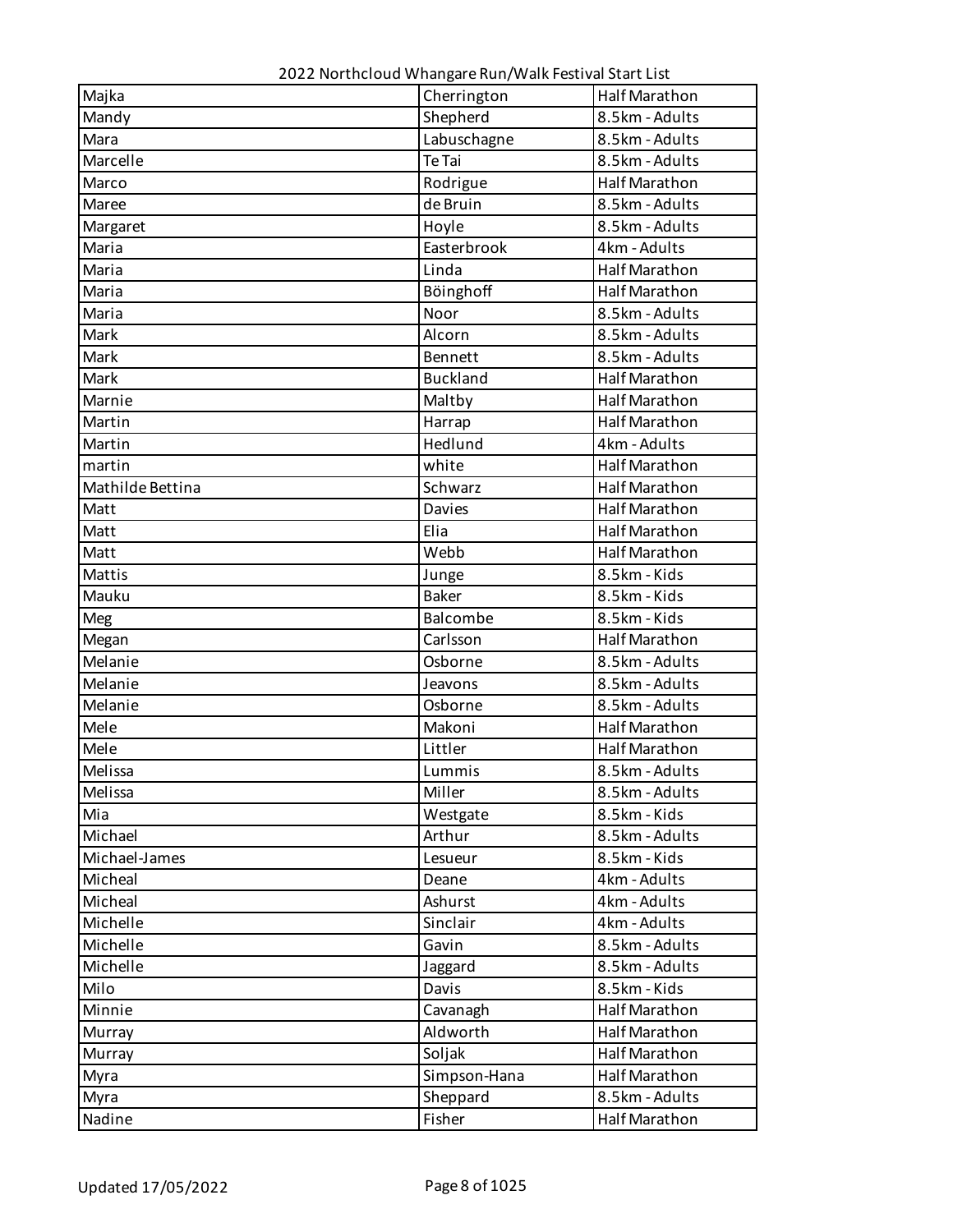2022 Northcloud Whangare Run/Walk Festival Start List

| Majka | Cherrington | Half Marathon |
|---|---|---|
| Mandy | Shepherd | 8.5km - Adults |
| Mara | Labuschagne | 8.5km - Adults |
| Marcelle | Te Tai | 8.5km - Adults |
| Marco | Rodrigue | Half Marathon |
| Maree | de Bruin | 8.5km - Adults |
| Margaret | Hoyle | 8.5km - Adults |
| Maria | Easterbrook | 4km - Adults |
| Maria | Linda | Half Marathon |
| Maria | Böinghoff | Half Marathon |
| Maria | Noor | 8.5km - Adults |
| Mark | Alcorn | 8.5km - Adults |
| Mark | Bennett | 8.5km - Adults |
| Mark | Buckland | Half Marathon |
| Marnie | Maltby | Half Marathon |
| Martin | Harrap | Half Marathon |
| Martin | Hedlund | 4km - Adults |
| martin | white | Half Marathon |
| Mathilde Bettina | Schwarz | Half Marathon |
| Matt | Davies | Half Marathon |
| Matt | Elia | Half Marathon |
| Matt | Webb | Half Marathon |
| Mattis | Junge | 8.5km - Kids |
| Mauku | Baker | 8.5km - Kids |
| Meg | Balcombe | 8.5km - Kids |
| Megan | Carlsson | Half Marathon |
| Melanie | Osborne | 8.5km - Adults |
| Melanie | Jeavons | 8.5km - Adults |
| Melanie | Osborne | 8.5km - Adults |
| Mele | Makoni | Half Marathon |
| Mele | Littler | Half Marathon |
| Melissa | Lummis | 8.5km - Adults |
| Melissa | Miller | 8.5km - Adults |
| Mia | Westgate | 8.5km - Kids |
| Michael | Arthur | 8.5km - Adults |
| Michael-James | Lesueur | 8.5km - Kids |
| Micheal | Deane | 4km - Adults |
| Micheal | Ashurst | 4km - Adults |
| Michelle | Sinclair | 4km - Adults |
| Michelle | Gavin | 8.5km - Adults |
| Michelle | Jaggard | 8.5km - Adults |
| Milo | Davis | 8.5km - Kids |
| Minnie | Cavanagh | Half Marathon |
| Murray | Aldworth | Half Marathon |
| Murray | Soljak | Half Marathon |
| Myra | Simpson-Hana | Half Marathon |
| Myra | Sheppard | 8.5km - Adults |
| Nadine | Fisher | Half Marathon |

Updated 17/05/2022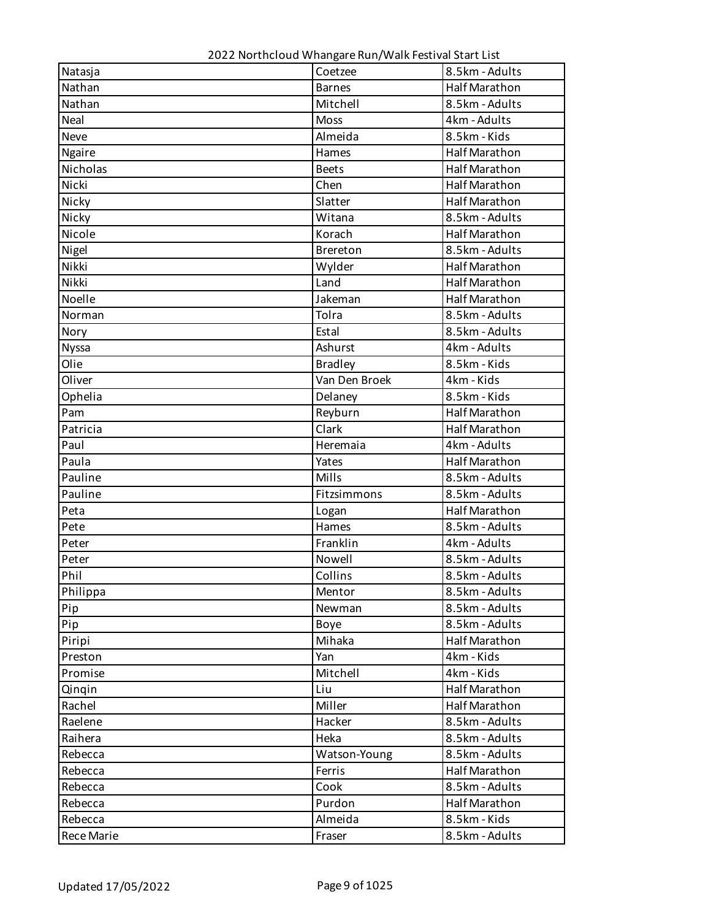2022 Northcloud Whangare Run/Walk Festival Start List

| | | |
|---|---|---|
| Natasja | Coetzee | 8.5km - Adults |
| Nathan | Barnes | Half Marathon |
| Nathan | Mitchell | 8.5km - Adults |
| Neal | Moss | 4km - Adults |
| Neve | Almeida | 8.5km - Kids |
| Ngaire | Hames | Half Marathon |
| Nicholas | Beets | Half Marathon |
| Nicki | Chen | Half Marathon |
| Nicky | Slatter | Half Marathon |
| Nicky | Witana | 8.5km - Adults |
| Nicole | Korach | Half Marathon |
| Nigel | Brereton | 8.5km - Adults |
| Nikki | Wylder | Half Marathon |
| Nikki | Land | Half Marathon |
| Noelle | Jakeman | Half Marathon |
| Norman | Tolra | 8.5km - Adults |
| Nory | Estal | 8.5km - Adults |
| Nyssa | Ashurst | 4km - Adults |
| Olie | Bradley | 8.5km - Kids |
| Oliver | Van Den Broek | 4km - Kids |
| Ophelia | Delaney | 8.5km - Kids |
| Pam | Reyburn | Half Marathon |
| Patricia | Clark | Half Marathon |
| Paul | Heremaia | 4km - Adults |
| Paula | Yates | Half Marathon |
| Pauline | Mills | 8.5km - Adults |
| Pauline | Fitzsimmons | 8.5km - Adults |
| Peta | Logan | Half Marathon |
| Pete | Hames | 8.5km - Adults |
| Peter | Franklin | 4km - Adults |
| Peter | Nowell | 8.5km - Adults |
| Phil | Collins | 8.5km - Adults |
| Philippa | Mentor | 8.5km - Adults |
| Pip | Newman | 8.5km - Adults |
| Pip | Boye | 8.5km - Adults |
| Piripi | Mihaka | Half Marathon |
| Preston | Yan | 4km - Kids |
| Promise | Mitchell | 4km - Kids |
| Qinqin | Liu | Half Marathon |
| Rachel | Miller | Half Marathon |
| Raelene | Hacker | 8.5km - Adults |
| Raihera | Heka | 8.5km - Adults |
| Rebecca | Watson-Young | 8.5km - Adults |
| Rebecca | Ferris | Half Marathon |
| Rebecca | Cook | 8.5km - Adults |
| Rebecca | Purdon | Half Marathon |
| Rebecca | Almeida | 8.5km - Kids |
| Rece Marie | Fraser | 8.5km - Adults |

Updated 17/05/2022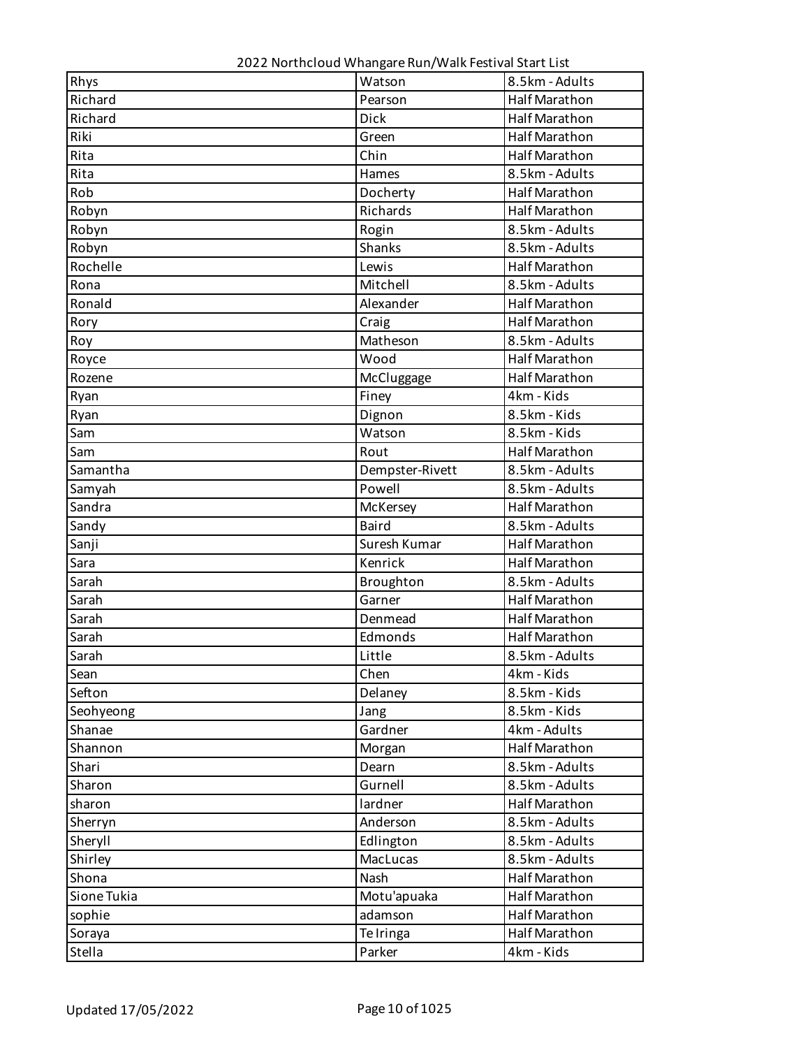| | | |
|---|---|---|
| Rhys | Watson | 8.5km - Adults |
| Richard | Pearson | Half Marathon |
| Richard | Dick | Half Marathon |
| Riki | Green | Half Marathon |
| Rita | Chin | Half Marathon |
| Rita | Hames | 8.5km - Adults |
| Rob | Docherty | Half Marathon |
| Robyn | Richards | Half Marathon |
| Robyn | Rogin | 8.5km - Adults |
| Robyn | Shanks | 8.5km - Adults |
| Rochelle | Lewis | Half Marathon |
| Rona | Mitchell | 8.5km - Adults |
| Ronald | Alexander | Half Marathon |
| Rory | Craig | Half Marathon |
| Roy | Matheson | 8.5km - Adults |
| Royce | Wood | Half Marathon |
| Rozene | McCluggage | Half Marathon |
| Ryan | Finey | 4km - Kids |
| Ryan | Dignon | 8.5km - Kids |
| Sam | Watson | 8.5km - Kids |
| Sam | Rout | Half Marathon |
| Samantha | Dempster-Rivett | 8.5km - Adults |
| Samyah | Powell | 8.5km - Adults |
| Sandra | McKersey | Half Marathon |
| Sandy | Baird | 8.5km - Adults |
| Sanji | Suresh Kumar | Half Marathon |
| Sara | Kenrick | Half Marathon |
| Sarah | Broughton | 8.5km - Adults |
| Sarah | Garner | Half Marathon |
| Sarah | Denmead | Half Marathon |
| Sarah | Edmonds | Half Marathon |
| Sarah | Little | 8.5km - Adults |
| Sean | Chen | 4km - Kids |
| Sefton | Delaney | 8.5km - Kids |
| Seohyeong | Jang | 8.5km - Kids |
| Shanae | Gardner | 4km - Adults |
| Shannon | Morgan | Half Marathon |
| Shari | Dearn | 8.5km - Adults |
| Sharon | Gurnell | 8.5km - Adults |
| sharon | lardner | Half Marathon |
| Sherryn | Anderson | 8.5km - Adults |
| Sheryll | Edlington | 8.5km - Adults |
| Shirley | MacLucas | 8.5km - Adults |
| Shona | Nash | Half Marathon |
| Sione Tukia | Motu'apuaka | Half Marathon |
| sophie | adamson | Half Marathon |
| Soraya | Te Iringa | Half Marathon |
| Stella | Parker | 4km - Kids |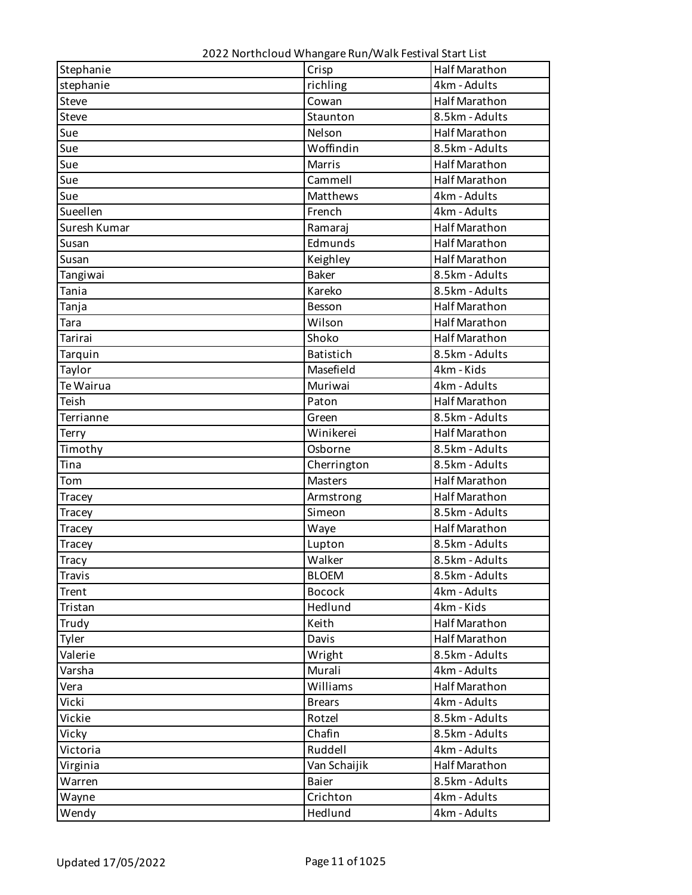2022 Northcloud Whangare Run/Walk Festival Start List

| | | |
|---|---|---|
| Stephanie | Crisp | Half Marathon |
| stephanie | richling | 4km - Adults |
| Steve | Cowan | Half Marathon |
| Steve | Staunton | 8.5km - Adults |
| Sue | Nelson | Half Marathon |
| Sue | Woffindin | 8.5km - Adults |
| Sue | Marris | Half Marathon |
| Sue | Cammell | Half Marathon |
| Sue | Matthews | 4km - Adults |
| Sueellen | French | 4km - Adults |
| Suresh Kumar | Ramaraj | Half Marathon |
| Susan | Edmunds | Half Marathon |
| Susan | Keighley | Half Marathon |
| Tangiwai | Baker | 8.5km - Adults |
| Tania | Kareko | 8.5km - Adults |
| Tanja | Besson | Half Marathon |
| Tara | Wilson | Half Marathon |
| Tarirai | Shoko | Half Marathon |
| Tarquin | Batistich | 8.5km - Adults |
| Taylor | Masefield | 4km - Kids |
| Te Wairua | Muriwai | 4km - Adults |
| Teish | Paton | Half Marathon |
| Terrianne | Green | 8.5km - Adults |
| Terry | Winikerei | Half Marathon |
| Timothy | Osborne | 8.5km - Adults |
| Tina | Cherrington | 8.5km - Adults |
| Tom | Masters | Half Marathon |
| Tracey | Armstrong | Half Marathon |
| Tracey | Simeon | 8.5km - Adults |
| Tracey | Waye | Half Marathon |
| Tracey | Lupton | 8.5km - Adults |
| Tracy | Walker | 8.5km - Adults |
| Travis | BLOEM | 8.5km - Adults |
| Trent | Bocock | 4km - Adults |
| Tristan | Hedlund | 4km - Kids |
| Trudy | Keith | Half Marathon |
| Tyler | Davis | Half Marathon |
| Valerie | Wright | 8.5km - Adults |
| Varsha | Murali | 4km - Adults |
| Vera | Williams | Half Marathon |
| Vicki | Brears | 4km - Adults |
| Vickie | Rotzel | 8.5km - Adults |
| Vicky | Chafin | 8.5km - Adults |
| Victoria | Ruddell | 4km - Adults |
| Virginia | Van Schaijik | Half Marathon |
| Warren | Baier | 8.5km - Adults |
| Wayne | Crichton | 4km - Adults |
| Wendy | Hedlund | 4km - Adults |

Updated 17/05/2022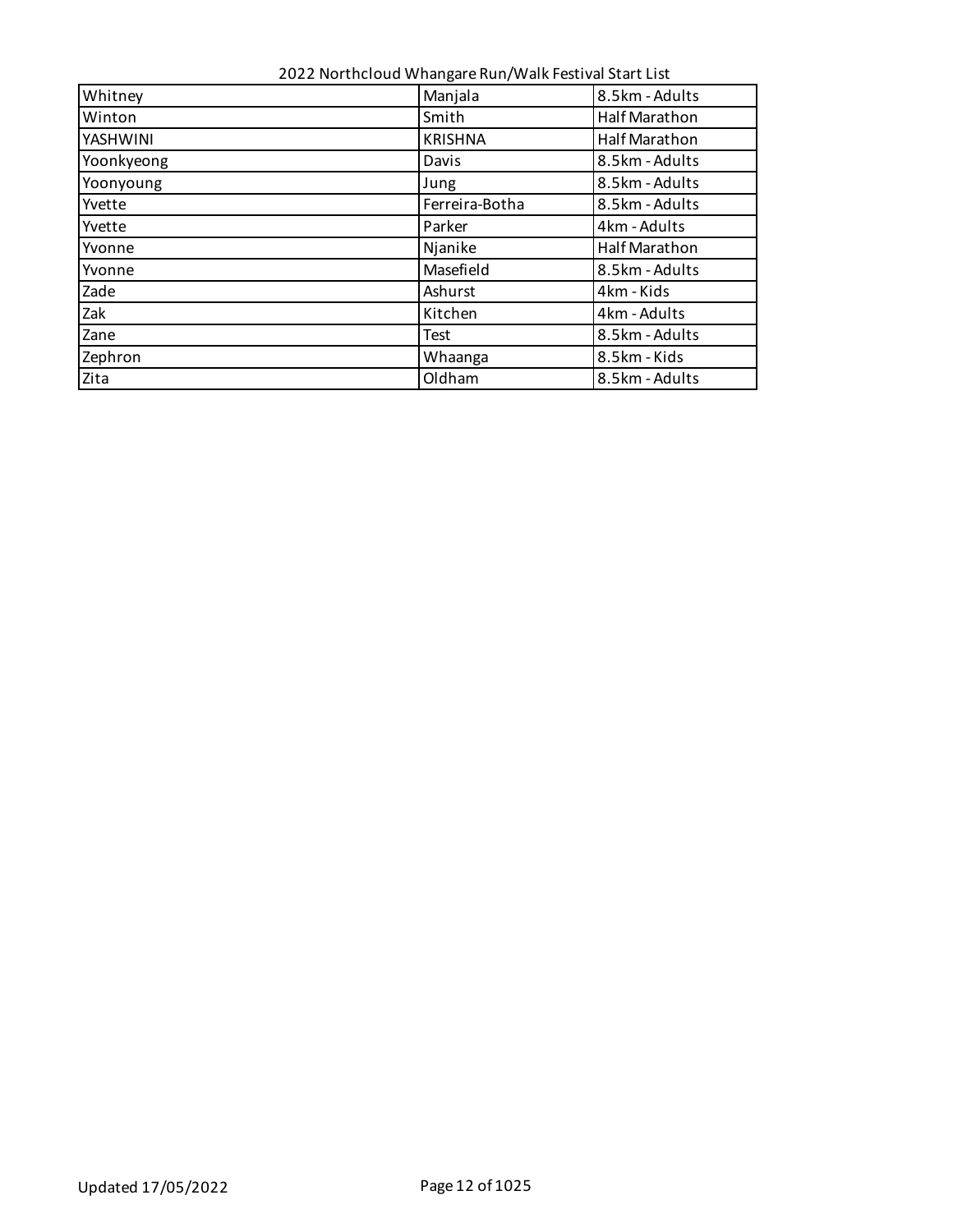2022 Northcloud Whangare Run/Walk Festival Start List

| | | |
|---|---|---|
| Whitney | Manjala | 8.5km - Adults |
| Winton | Smith | Half Marathon |
| YASHWINI | KRISHNA | Half Marathon |
| Yoonkyeong | Davis | 8.5km - Adults |
| Yoonyoung | Jung | 8.5km - Adults |
| Yvette | Ferreira-Botha | 8.5km - Adults |
| Yvette | Parker | 4km - Adults |
| Yvonne | Njanike | Half Marathon |
| Yvonne | Masefield | 8.5km - Adults |
| Zade | Ashurst | 4km - Kids |
| Zak | Kitchen | 4km - Adults |
| Zane | Test | 8.5km - Adults |
| Zephron | Whaanga | 8.5km - Kids |
| Zita | Oldham | 8.5km - Adults |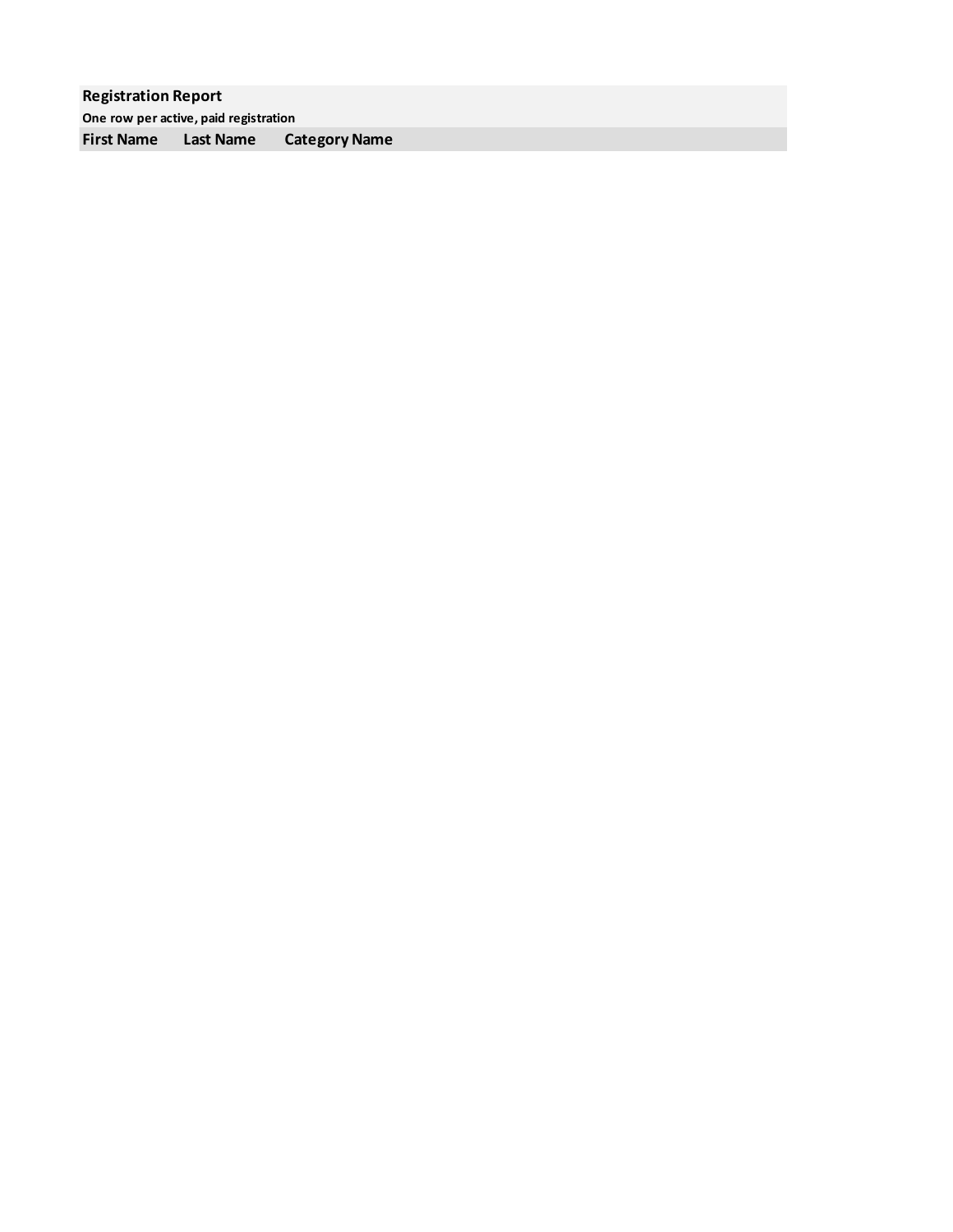**Registration Report**

**One row per active, paid registration**

| First Name | Last Name | Category Name |
| --- | --- | --- |